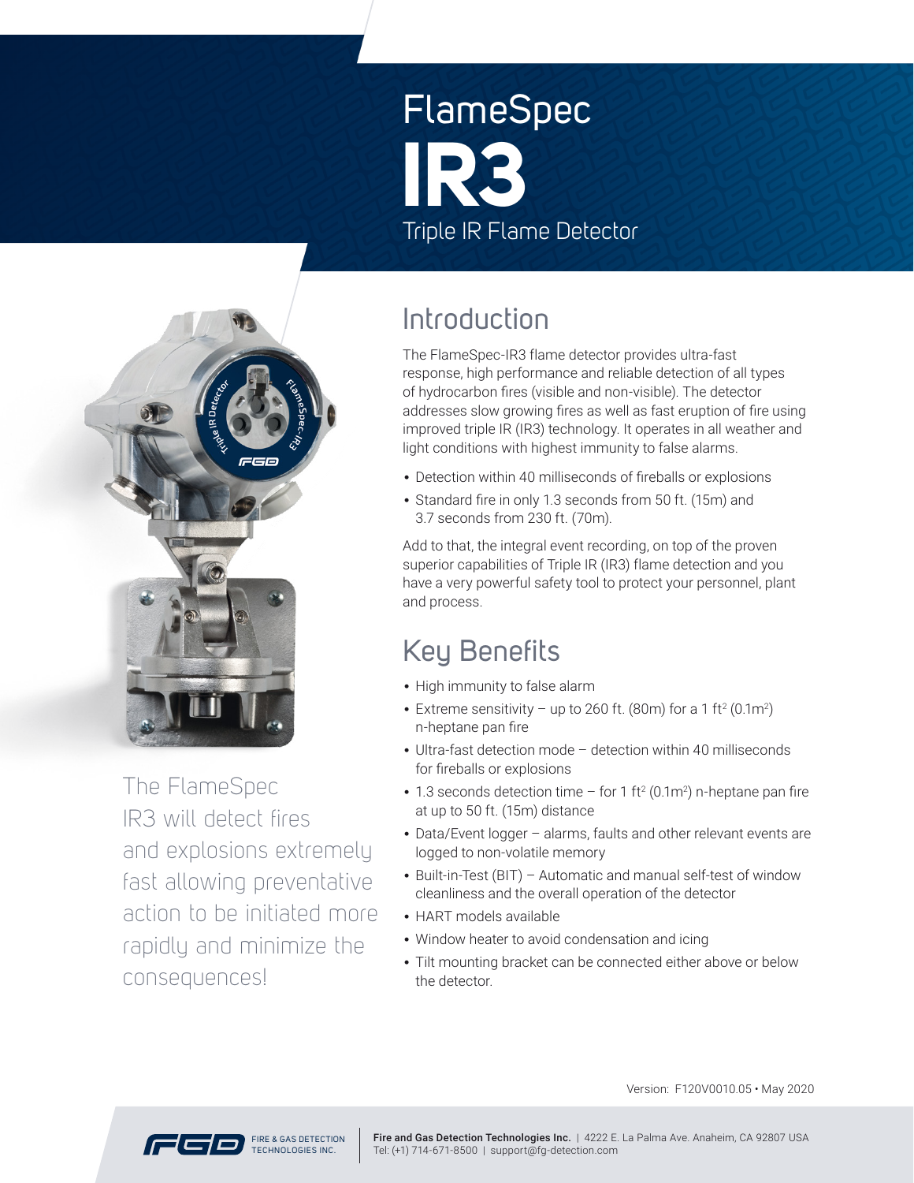# FlameSpec IR3

## Triple IR Flame Detector

The FlameSpec IR3 will detect fires and explosions extremely fast allowing preventative action to be initiated more rapidly and minimize the consequences!

## Introduction

The FlameSpec-IR3 flame detector provides ultra-fast response, high performance and reliable detection of all types of hydrocarbon fires (visible and non-visible). The detector addresses slow growing fires as well as fast eruption of fire using improved triple IR (IR3) technology. It operates in all weather and light conditions with highest immunity to false alarms.

- Detection within 40 milliseconds of fireballs or explosions
- Standard fire in only 1.3 seconds from 50 ft. (15m) and 3.7 seconds from 230 ft. (70m).

Add to that, the integral event recording, on top of the proven superior capabilities of Triple IR (IR3) flame detection and you have a very powerful safety tool to protect your personnel, plant and process.

## Key Benefits

- High immunity to false alarm
- Extreme sensitivity – up to 260 ft. (80m) for a 1 $ft^2$ ($0.1m^2$) n-heptane pan fire
- Ultra-fast detection mode – detection within 40 milliseconds for fireballs or explosions
- 1.3 seconds detection time – for 1 $ft^2$ ($0.1m^2$) n-heptane pan fire at up to 50 ft. (15m) distance
- Data/Event logger – alarms, faults and other relevant events are logged to non-volatile memory
- Built-in-Test (BIT) – Automatic and manual self-test of window cleanliness and the overall operation of the detector
- HART models available
- Window heater to avoid condensation and icing
- Tilt mounting bracket can be connected either above or below the detector.

Version: F120V0010.05 • May 2020

FIRE & GAS DETECTION TECHNOLOGIES INC.

**Fire and Gas Detection Technologies Inc.** | 4222 E. La Palma Ave. Anaheim, CA 92807 USA
Tel: (+1) 714-671-8500 | support@fg-detection.com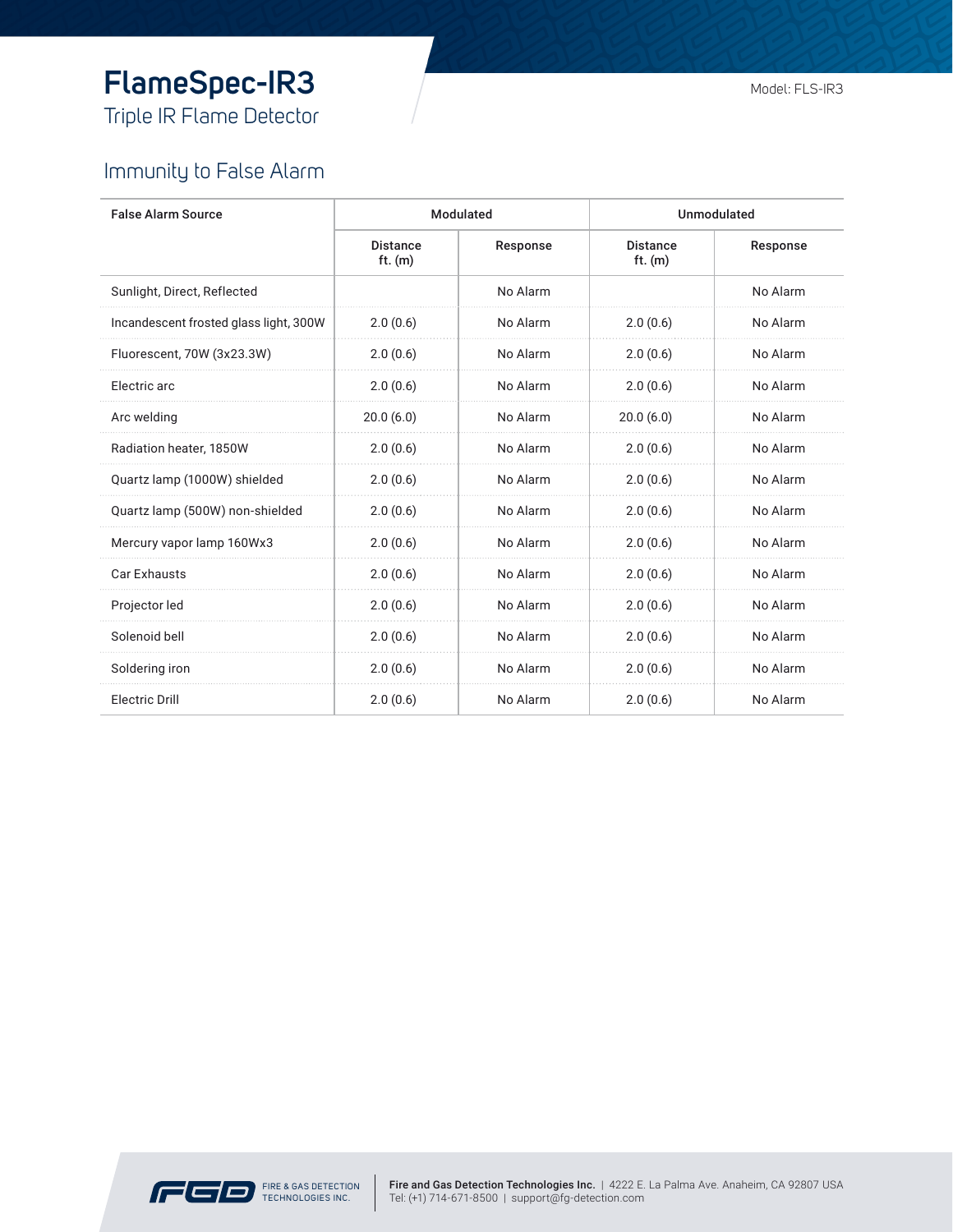# FlameSpec-IR3

Triple IR Flame Detector

Model: FLS-IR3

## Immunity to False Alarm

| False Alarm Source | Modulated | | Unmodulated | |
|---|---|---|---|---|
| | Distance ft. (m) | Response | Distance ft. (m) | Response |
| Sunlight, Direct, Reflected | | No Alarm | | No Alarm |
| Incandescent frosted glass light, 300W | 2.0 (0.6) | No Alarm | 2.0 (0.6) | No Alarm |
| Fluorescent, 70W (3x23.3W) | 2.0 (0.6) | No Alarm | 2.0 (0.6) | No Alarm |
| Electric arc | 2.0 (0.6) | No Alarm | 2.0 (0.6) | No Alarm |
| Arc welding | 20.0 (6.0) | No Alarm | 20.0 (6.0) | No Alarm |
| Radiation heater, 1850W | 2.0 (0.6) | No Alarm | 2.0 (0.6) | No Alarm |
| Quartz lamp (1000W) shielded | 2.0 (0.6) | No Alarm | 2.0 (0.6) | No Alarm |
| Quartz lamp (500W) non-shielded | 2.0 (0.6) | No Alarm | 2.0 (0.6) | No Alarm |
| Mercury vapor lamp 160Wx3 | 2.0 (0.6) | No Alarm | 2.0 (0.6) | No Alarm |
| Car Exhausts | 2.0 (0.6) | No Alarm | 2.0 (0.6) | No Alarm |
| Projector led | 2.0 (0.6) | No Alarm | 2.0 (0.6) | No Alarm |
| Solenoid bell | 2.0 (0.6) | No Alarm | 2.0 (0.6) | No Alarm |
| Soldering iron | 2.0 (0.6) | No Alarm | 2.0 (0.6) | No Alarm |
| Electric Drill | 2.0 (0.6) | No Alarm | 2.0 (0.6) | No Alarm |

FIRE & GAS DETECTION TECHNOLOGIES INC.

**Fire and Gas Detection Technologies Inc.** | 4222 E. La Palma Ave. Anaheim, CA 92807 USA
Tel: (+1) 714-671-8500 | support@fg-detection.com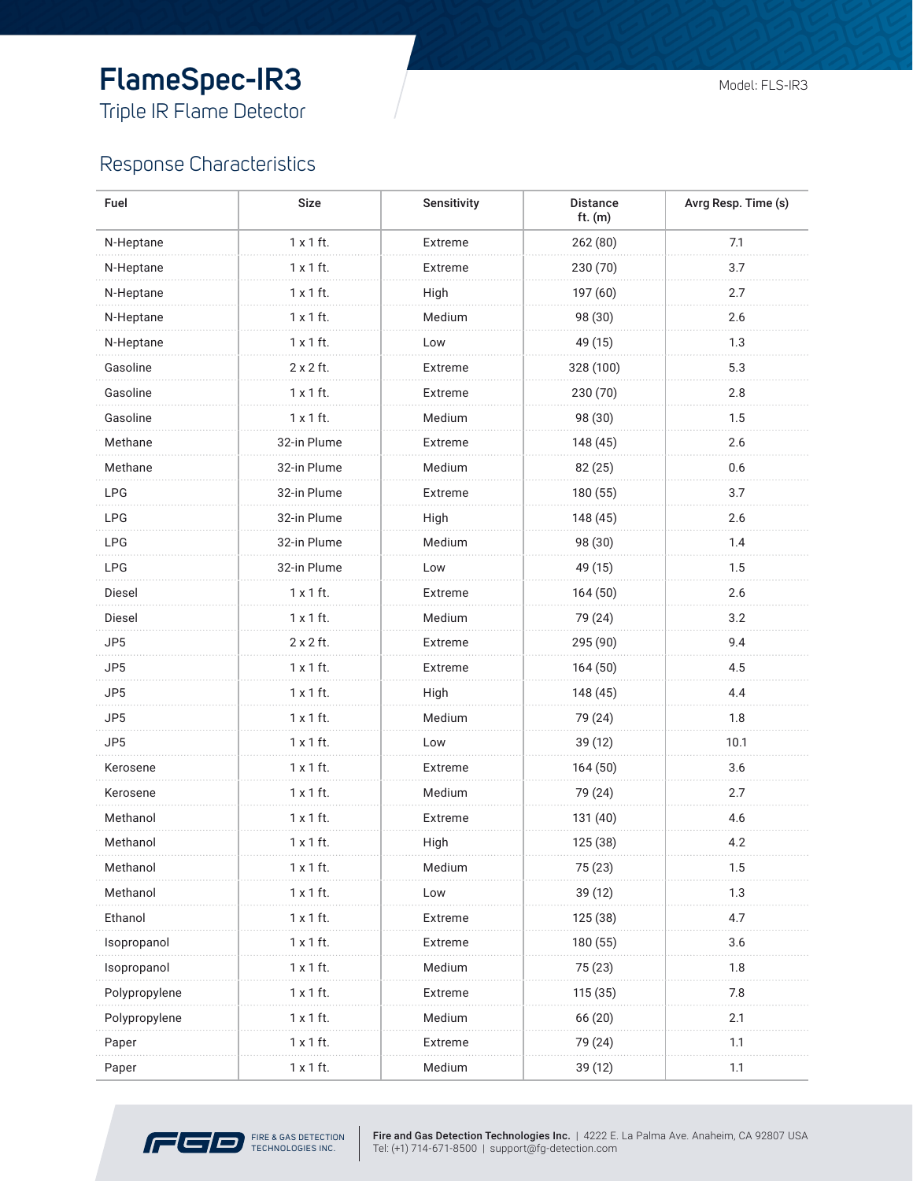# FlameSpec-IR3

Triple IR Flame Detector

Model: FLS-IR3

## Response Characteristics

| Fuel | Size | Sensitivity | Distance ft. (m) | Avrg Resp. Time (s) |
|---|---|---|---|---|
| N-Heptane | 1 x 1 ft. | Extreme | 262 (80) | 7.1 |
| N-Heptane | 1 x 1 ft. | Extreme | 230 (70) | 3.7 |
| N-Heptane | 1 x 1 ft. | High | 197 (60) | 2.7 |
| N-Heptane | 1 x 1 ft. | Medium | 98 (30) | 2.6 |
| N-Heptane | 1 x 1 ft. | Low | 49 (15) | 1.3 |
| Gasoline | 2 x 2 ft. | Extreme | 328 (100) | 5.3 |
| Gasoline | 1 x 1 ft. | Extreme | 230 (70) | 2.8 |
| Gasoline | 1 x 1 ft. | Medium | 98 (30) | 1.5 |
| Methane | 32-in Plume | Extreme | 148 (45) | 2.6 |
| Methane | 32-in Plume | Medium | 82 (25) | 0.6 |
| LPG | 32-in Plume | Extreme | 180 (55) | 3.7 |
| LPG | 32-in Plume | High | 148 (45) | 2.6 |
| LPG | 32-in Plume | Medium | 98 (30) | 1.4 |
| LPG | 32-in Plume | Low | 49 (15) | 1.5 |
| Diesel | 1 x 1 ft. | Extreme | 164 (50) | 2.6 |
| Diesel | 1 x 1 ft. | Medium | 79 (24) | 3.2 |
| JP5 | 2 x 2 ft. | Extreme | 295 (90) | 9.4 |
| JP5 | 1 x 1 ft. | Extreme | 164 (50) | 4.5 |
| JP5 | 1 x 1 ft. | High | 148 (45) | 4.4 |
| JP5 | 1 x 1 ft. | Medium | 79 (24) | 1.8 |
| JP5 | 1 x 1 ft. | Low | 39 (12) | 10.1 |
| Kerosene | 1 x 1 ft. | Extreme | 164 (50) | 3.6 |
| Kerosene | 1 x 1 ft. | Medium | 79 (24) | 2.7 |
| Methanol | 1 x 1 ft. | Extreme | 131 (40) | 4.6 |
| Methanol | 1 x 1 ft. | High | 125 (38) | 4.2 |
| Methanol | 1 x 1 ft. | Medium | 75 (23) | 1.5 |
| Methanol | 1 x 1 ft. | Low | 39 (12) | 1.3 |
| Ethanol | 1 x 1 ft. | Extreme | 125 (38) | 4.7 |
| Isopropanol | 1 x 1 ft. | Extreme | 180 (55) | 3.6 |
| Isopropanol | 1 x 1 ft. | Medium | 75 (23) | 1.8 |
| Polypropylene | 1 x 1 ft. | Extreme | 115 (35) | 7.8 |
| Polypropylene | 1 x 1 ft. | Medium | 66 (20) | 2.1 |
| Paper | 1 x 1 ft. | Extreme | 79 (24) | 1.1 |
| Paper | 1 x 1 ft. | Medium | 39 (12) | 1.1 |

FIRE & GAS DETECTION TECHNOLOGIES INC.

**Fire and Gas Detection Technologies Inc.** | 4222 E. La Palma Ave. Anaheim, CA 92807 USA
Tel: (+1) 714-671-8500 | support@fg-detection.com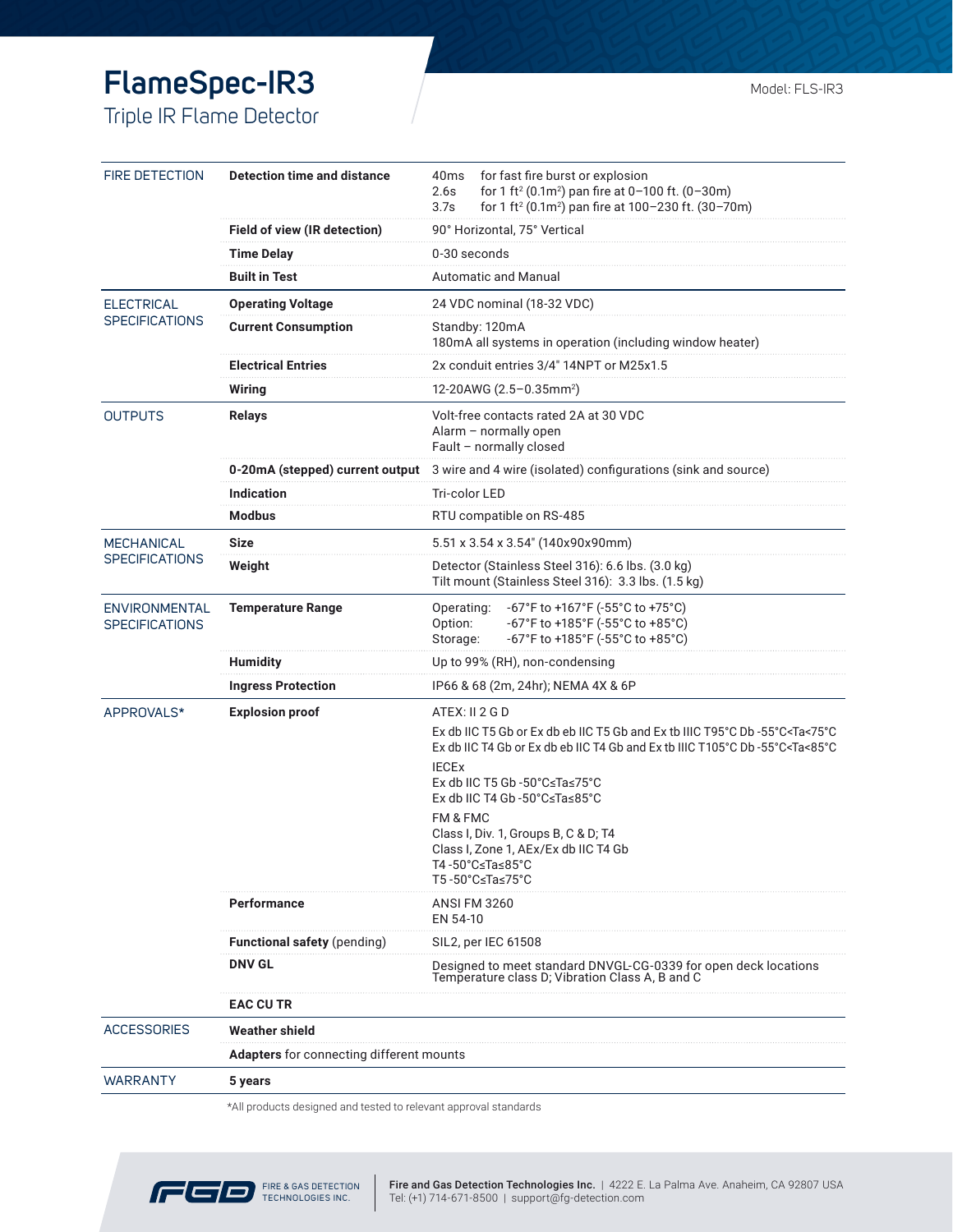# FlameSpec-IR3

Triple IR Flame Detector

Model: FLS-IR3

| | | |
|---|---|---|
| FIRE DETECTION | **Detection time and distance** | 40ms for fast fire burst or explosion<br>2.6s for 1 ft² (0.1m²) pan fire at 0–100 ft. (0–30m)<br>3.7s for 1 ft² (0.1m²) pan fire at 100–230 ft. (30–70m) |
| | **Field of view (IR detection)** | 90° Horizontal, 75° Vertical |
| | **Time Delay** | 0-30 seconds |
| | **Built in Test** | Automatic and Manual |
| ELECTRICAL SPECIFICATIONS | **Operating Voltage** | 24 VDC nominal (18-32 VDC) |
| | **Current Consumption** | Standby: 120mA<br>180mA all systems in operation (including window heater) |
| | **Electrical Entries** | 2x conduit entries 3/4" 14NPT or M25x1.5 |
| | **Wiring** | 12-20AWG (2.5–0.35mm²) |
| OUTPUTS | **Relays** | Volt-free contacts rated 2A at 30 VDC<br>Alarm – normally open<br>Fault – normally closed |
| | **0-20mA (stepped) current output** | 3 wire and 4 wire (isolated) configurations (sink and source) |
| | **Indication** | Tri-color LED |
| | **Modbus** | RTU compatible on RS-485 |
| MECHANICAL SPECIFICATIONS | **Size** | 5.51 x 3.54 x 3.54" (140x90x90mm) |
| | **Weight** | Detector (Stainless Steel 316): 6.6 lbs. (3.0 kg)<br>Tilt mount (Stainless Steel 316): 3.3 lbs. (1.5 kg) |
| ENVIRONMENTAL SPECIFICATIONS | **Temperature Range** | Operating: -67°F to +167°F (-55°C to +75°C)<br>Option: -67°F to +185°F (-55°C to +85°C)<br>Storage: -67°F to +185°F (-55°C to +85°C) |
| | **Humidity** | Up to 99% (RH), non-condensing |
| | **Ingress Protection** | IP66 & 68 (2m, 24hr); NEMA 4X & 6P |
| APPROVALS* | **Explosion proof** | ATEX: II 2 G D<br>Ex db IIC T5 Gb or Ex db eb IIC T5 Gb and Ex tb IIIC T95°C Db -55°C<Ta<75°C<br>Ex db IIC T4 Gb or Ex db eb IIC T4 Gb and Ex tb IIIC T105°C Db -55°C<Ta<85°C<br>IECEx<br>Ex db IIC T5 Gb -50°C≤Ta≤75°C<br>Ex db IIC T4 Gb -50°C≤Ta≤85°C<br>FM & FMC<br>Class I, Div. 1, Groups B, C & D; T4<br>Class I, Zone 1, AEx/Ex db IIC T4 Gb<br>T4 -50°C≤Ta≤85°C<br>T5 -50°C≤Ta≤75°C |
| | **Performance** | ANSI FM 3260<br>EN 54-10 |
| | **Functional safety** (pending) | SIL2, per IEC 61508 |
| | **DNV GL** | Designed to meet standard DNVGL-CG-0339 for open deck locations<br>Temperature class D; Vibration Class A, B and C |
| | **EAC CU TR** | |
| ACCESSORIES | **Weather shield** | |
| | **Adapters** for connecting different mounts | |
| WARRANTY | **5 years** | |

*All products designed and tested to relevant approval standards

FIRE & GAS DETECTION TECHNOLOGIES INC.

**Fire and Gas Detection Technologies Inc.** | 4222 E. La Palma Ave. Anaheim, CA 92807 USA
Tel: (+1) 714-671-8500 | support@fg-detection.com